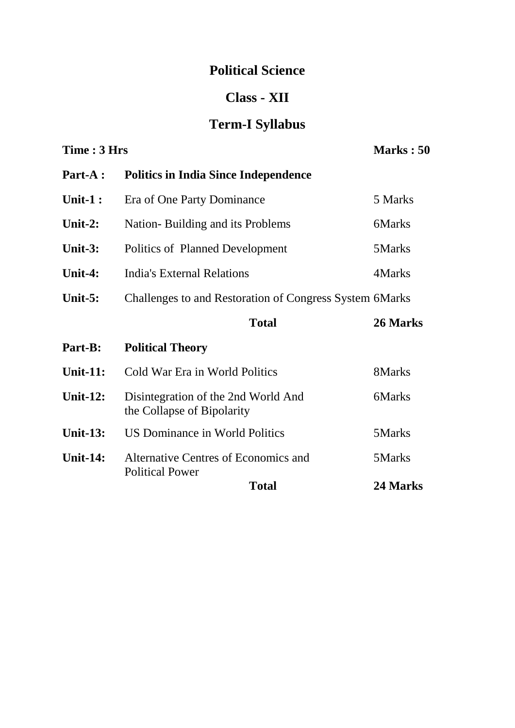# Political Science

## Class - XII

## Term-I Syllabus

**Time : 3 Hrs** **Marks : 50**

| | | |
|---|---|---|
| **Part-A :** | **Politics in India Since Independence** | |
| **Unit-1 :** | Era of One Party Dominance | 5 Marks |
| **Unit-2:** | Nation- Building and its Problems | 6Marks |
| **Unit-3:** | Politics of Planned Development | 5Marks |
| **Unit-4:** | India's External Relations | 4Marks |
| **Unit-5:** | Challenges to and Restoration of Congress System | 6Marks |
| | **Total** | **26 Marks** |
| **Part-B:** | **Political Theory** | |
| **Unit-11:** | Cold War Era in World Politics | 8Marks |
| **Unit-12:** | Disintegration of the 2nd World And the Collapse of Bipolarity | 6Marks |
| **Unit-13:** | US Dominance in World Politics | 5Marks |
| **Unit-14:** | Alternative Centres of Economics and Political Power | 5Marks |
| | **Total** | **24 Marks** |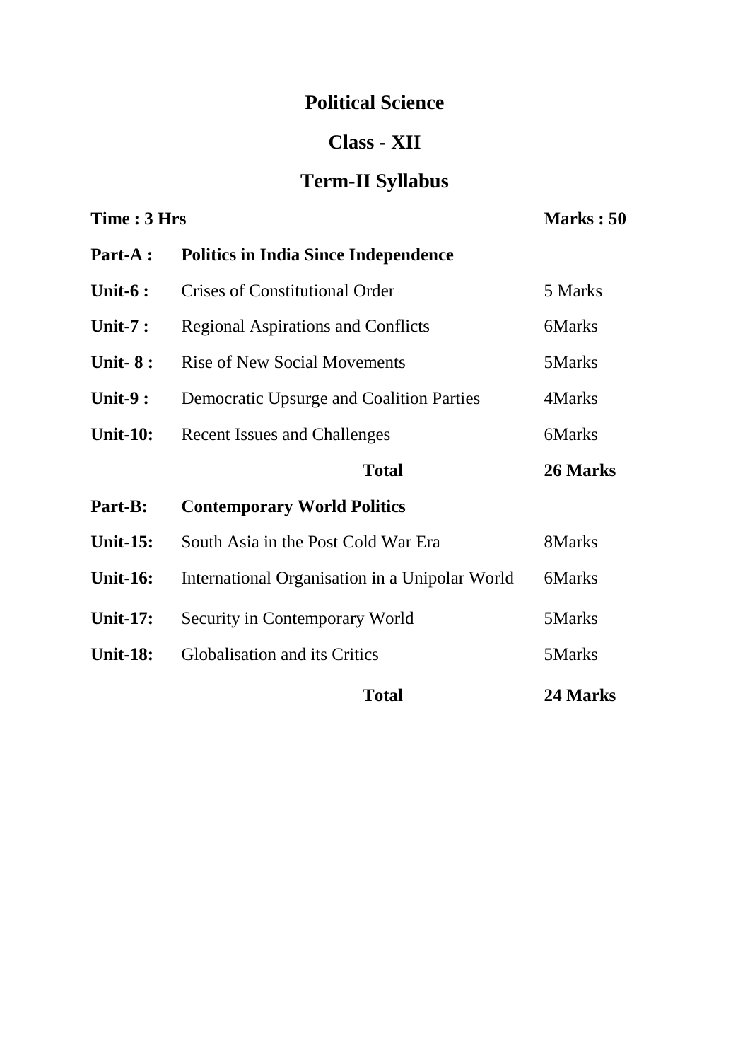# Political Science

## Class - XII

## Term-II Syllabus

**Time : 3 Hrs** **Marks : 50**

| | | |
|---|---|---|
| **Part-A :** | **Politics in India Since Independence** | |
| **Unit-6 :** | Crises of Constitutional Order | 5 Marks |
| **Unit-7 :** | Regional Aspirations and Conflicts | 6Marks |
| **Unit- 8 :** | Rise of New Social Movements | 5Marks |
| **Unit-9 :** | Democratic Upsurge and Coalition Parties | 4Marks |
| **Unit-10:** | Recent Issues and Challenges | 6Marks |
| | **Total** | **26 Marks** |
| **Part-B:** | **Contemporary World Politics** | |
| **Unit-15:** | South Asia in the Post Cold War Era | 8Marks |
| **Unit-16:** | International Organisation in a Unipolar World | 6Marks |
| **Unit-17:** | Security in Contemporary World | 5Marks |
| **Unit-18:** | Globalisation and its Critics | 5Marks |
| | **Total** | **24 Marks** |